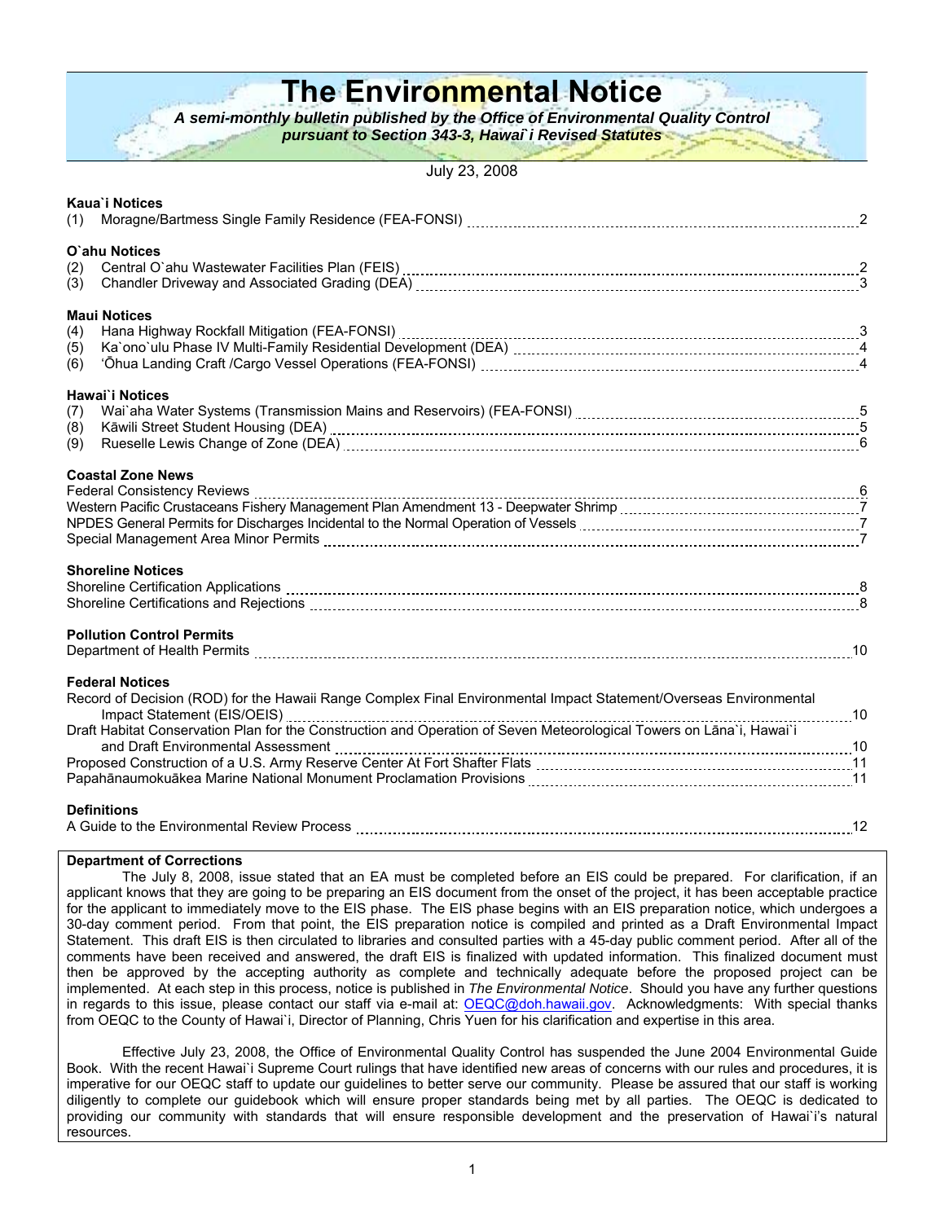# The Environmental Notice

***A semi-monthly bulletin published by the Office of Environmental Quality Control pursuant to Section 343-3, Hawai`i Revised Statutes***

July 23, 2008

**Kaua`i Notices**
(1) Moragne/Bartmess Single Family Residence (FEA-FONSI) ..... 2

**O`ahu Notices**
(2) Central O`ahu Wastewater Facilities Plan (FEIS) ..... 2
(3) Chandler Driveway and Associated Grading (DEA) ..... 3

**Maui Notices**
(4) Hana Highway Rockfall Mitigation (FEA-FONSI) ..... 3
(5) Ka`ono`ulu Phase IV Multi-Family Residential Development (DEA) ..... 4
(6) ʻŌhua Landing Craft /Cargo Vessel Operations (FEA-FONSI) ..... 4

**Hawai`i Notices**
(7) Wai`aha Water Systems (Transmission Mains and Reservoirs) (FEA-FONSI) ..... 5
(8) Kāwili Street Student Housing (DEA) ..... 5
(9) Rueselle Lewis Change of Zone (DEA) ..... 6

**Coastal Zone News**
Federal Consistency Reviews ..... 6
Western Pacific Crustaceans Fishery Management Plan Amendment 13 - Deepwater Shrimp ..... 7
NPDES General Permits for Discharges Incidental to the Normal Operation of Vessels ..... 7
Special Management Area Minor Permits ..... 7

**Shoreline Notices**
Shoreline Certification Applications ..... 8
Shoreline Certifications and Rejections ..... 8

**Pollution Control Permits**
Department of Health Permits ..... 10

**Federal Notices**
Record of Decision (ROD) for the Hawaii Range Complex Final Environmental Impact Statement/Overseas Environmental Impact Statement (EIS/OEIS) ..... 10
Draft Habitat Conservation Plan for the Construction and Operation of Seven Meteorological Towers on Lāna`i, Hawai`i and Draft Environmental Assessment ..... 10
Proposed Construction of a U.S. Army Reserve Center At Fort Shafter Flats ..... 11
Papahānaumokuākea Marine National Monument Proclamation Provisions ..... 11

**Definitions**
A Guide to the Environmental Review Process ..... 12

**Department of Corrections**

The July 8, 2008, issue stated that an EA must be completed before an EIS could be prepared. For clarification, if an applicant knows that they are going to be preparing an EIS document from the onset of the project, it has been acceptable practice for the applicant to immediately move to the EIS phase. The EIS phase begins with an EIS preparation notice, which undergoes a 30-day comment period. From that point, the EIS preparation notice is compiled and printed as a Draft Environmental Impact Statement. This draft EIS is then circulated to libraries and consulted parties with a 45-day public comment period. After all of the comments have been received and answered, the draft EIS is finalized with updated information. This finalized document must then be approved by the accepting authority as complete and technically adequate before the proposed project can be implemented. At each step in this process, notice is published in *The Environmental Notice*. Should you have any further questions in regards to this issue, please contact our staff via e-mail at: OEQC@doh.hawaii.gov. Acknowledgments: With special thanks from OEQC to the County of Hawai`i, Director of Planning, Chris Yuen for his clarification and expertise in this area.

Effective July 23, 2008, the Office of Environmental Quality Control has suspended the June 2004 Environmental Guide Book. With the recent Hawai`i Supreme Court rulings that have identified new areas of concerns with our rules and procedures, it is imperative for our OEQC staff to update our guidelines to better serve our community. Please be assured that our staff is working diligently to complete our guidebook which will ensure proper standards being met by all parties. The OEQC is dedicated to providing our community with standards that will ensure responsible development and the preservation of Hawai`i's natural resources.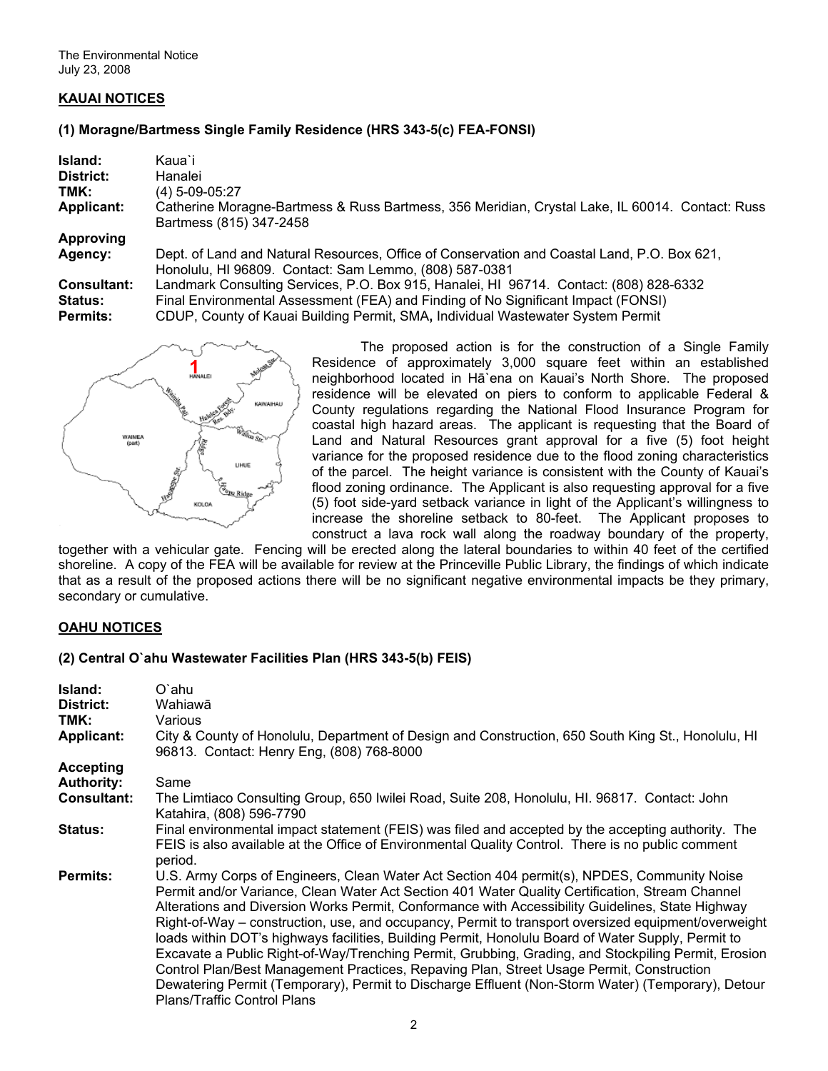## KAUAI NOTICES

### (1) Moragne/Bartmess Single Family Residence (HRS 343-5(c) FEA-FONSI)

| | |
|---|---|
| **Island:** | Kaua`i |
| **District:** | Hanalei |
| **TMK:** | (4) 5-09-05:27 |
| **Applicant:** | Catherine Moragne-Bartmess & Russ Bartmess, 356 Meridian, Crystal Lake, IL 60014. Contact: Russ Bartmess (815) 347-2458 |
| **Approving Agency:** | Dept. of Land and Natural Resources, Office of Conservation and Coastal Land, P.O. Box 621, Honolulu, HI 96809. Contact: Sam Lemmo, (808) 587-0381 |
| **Consultant:** | Landmark Consulting Services, P.O. Box 915, Hanalei, HI 96714. Contact: (808) 828-6332 |
| **Status:** | Final Environmental Assessment (FEA) and Finding of No Significant Impact (FONSI) |
| **Permits:** | CDUP, County of Kauai Building Permit, SMA, Individual Wastewater System Permit |

The proposed action is for the construction of a Single Family Residence of approximately 3,000 square feet within an established neighborhood located in Hā`ena on Kauai's North Shore. The proposed residence will be elevated on piers to conform to applicable Federal & County regulations regarding the National Flood Insurance Program for coastal high hazard areas. The applicant is requesting that the Board of Land and Natural Resources grant approval for a five (5) foot height variance for the proposed residence due to the flood zoning characteristics of the parcel. The height variance is consistent with the County of Kauai's flood zoning ordinance. The Applicant is also requesting approval for a five (5) foot side-yard setback variance in light of the Applicant's willingness to increase the shoreline setback to 80-feet. The Applicant proposes to construct a lava rock wall along the roadway boundary of the property, together with a vehicular gate. Fencing will be erected along the lateral boundaries to within 40 feet of the certified shoreline. A copy of the FEA will be available for review at the Princeville Public Library, the findings of which indicate that as a result of the proposed actions there will be no significant negative environmental impacts be they primary, secondary or cumulative.

## OAHU NOTICES

### (2) Central O`ahu Wastewater Facilities Plan (HRS 343-5(b) FEIS)

| | |
|---|---|
| **Island:** | O`ahu |
| **District:** | Wahiawā |
| **TMK:** | Various |
| **Applicant:** | City & County of Honolulu, Department of Design and Construction, 650 South King St., Honolulu, HI 96813. Contact: Henry Eng, (808) 768-8000 |
| **Accepting Authority:** | Same |
| **Consultant:** | The Limtiaco Consulting Group, 650 Iwilei Road, Suite 208, Honolulu, HI. 96817. Contact: John Katahira, (808) 596-7790 |
| **Status:** | Final environmental impact statement (FEIS) was filed and accepted by the accepting authority. The FEIS is also available at the Office of Environmental Quality Control. There is no public comment period. |
| **Permits:** | U.S. Army Corps of Engineers, Clean Water Act Section 404 permit(s), NPDES, Community Noise Permit and/or Variance, Clean Water Act Section 401 Water Quality Certification, Stream Channel Alterations and Diversion Works Permit, Conformance with Accessibility Guidelines, State Highway Right-of-Way – construction, use, and occupancy, Permit to transport oversized equipment/overweight loads within DOT's highways facilities, Building Permit, Honolulu Board of Water Supply, Permit to Excavate a Public Right-of-Way/Trenching Permit, Grubbing, Grading, and Stockpiling Permit, Erosion Control Plan/Best Management Practices, Repaving Plan, Street Usage Permit, Construction Dewatering Permit (Temporary), Permit to Discharge Effluent (Non-Storm Water) (Temporary), Detour Plans/Traffic Control Plans |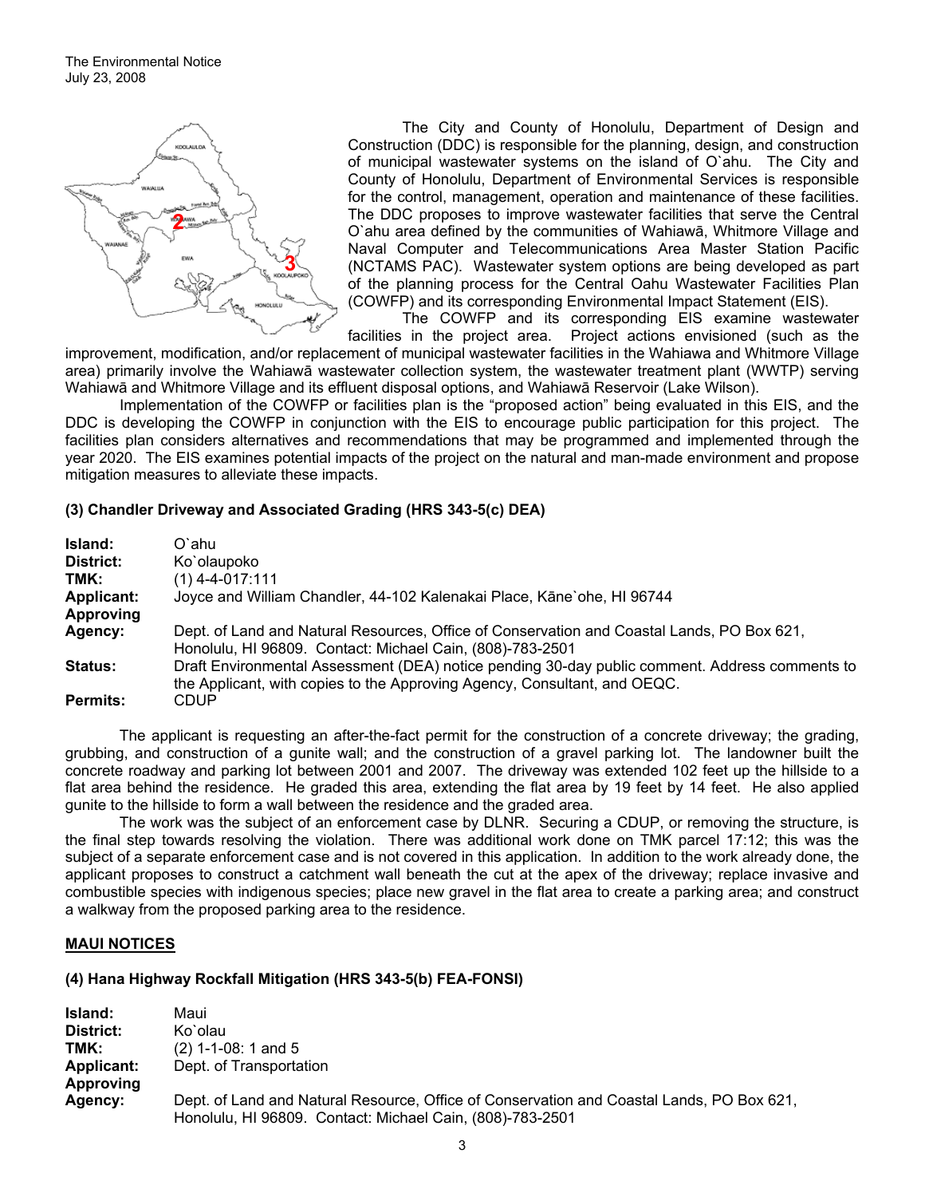The City and County of Honolulu, Department of Design and Construction (DDC) is responsible for the planning, design, and construction of municipal wastewater systems on the island of O`ahu. The City and County of Honolulu, Department of Environmental Services is responsible for the control, management, operation and maintenance of these facilities. The DDC proposes to improve wastewater facilities that serve the Central O`ahu area defined by the communities of Wahiawā, Whitmore Village and Naval Computer and Telecommunications Area Master Station Pacific (NCTAMS PAC). Wastewater system options are being developed as part of the planning process for the Central Oahu Wastewater Facilities Plan (COWFP) and its corresponding Environmental Impact Statement (EIS).

The COWFP and its corresponding EIS examine wastewater facilities in the project area. Project actions envisioned (such as the improvement, modification, and/or replacement of municipal wastewater facilities in the Wahiawa and Whitmore Village area) primarily involve the Wahiawā wastewater collection system, the wastewater treatment plant (WWTP) serving Wahiawā and Whitmore Village and its effluent disposal options, and Wahiawā Reservoir (Lake Wilson).

Implementation of the COWFP or facilities plan is the "proposed action" being evaluated in this EIS, and the DDC is developing the COWFP in conjunction with the EIS to encourage public participation for this project. The facilities plan considers alternatives and recommendations that may be programmed and implemented through the year 2020. The EIS examines potential impacts of the project on the natural and man-made environment and propose mitigation measures to alleviate these impacts.

### (3) Chandler Driveway and Associated Grading (HRS 343-5(c) DEA)

| | |
|---|---|
| **Island:** | O`ahu |
| **District:** | Ko`olaupoko |
| **TMK:** | (1) 4-4-017:111 |
| **Applicant:** | Joyce and William Chandler, 44-102 Kalenakai Place, Kāne`ohe, HI 96744 |
| **Approving Agency:** | Dept. of Land and Natural Resources, Office of Conservation and Coastal Lands, PO Box 621, Honolulu, HI 96809. Contact: Michael Cain, (808)-783-2501 |
| **Status:** | Draft Environmental Assessment (DEA) notice pending 30-day public comment. Address comments to the Applicant, with copies to the Approving Agency, Consultant, and OEQC. |
| **Permits:** | CDUP |

The applicant is requesting an after-the-fact permit for the construction of a concrete driveway; the grading, grubbing, and construction of a gunite wall; and the construction of a gravel parking lot. The landowner built the concrete roadway and parking lot between 2001 and 2007. The driveway was extended 102 feet up the hillside to a flat area behind the residence. He graded this area, extending the flat area by 19 feet by 14 feet. He also applied gunite to the hillside to form a wall between the residence and the graded area.

The work was the subject of an enforcement case by DLNR. Securing a CDUP, or removing the structure, is the final step towards resolving the violation. There was additional work done on TMK parcel 17:12; this was the subject of a separate enforcement case and is not covered in this application. In addition to the work already done, the applicant proposes to construct a catchment wall beneath the cut at the apex of the driveway; replace invasive and combustible species with indigenous species; place new gravel in the flat area to create a parking area; and construct a walkway from the proposed parking area to the residence.

## MAUI NOTICES

### (4) Hana Highway Rockfall Mitigation (HRS 343-5(b) FEA-FONSI)

| | |
|---|---|
| **Island:** | Maui |
| **District:** | Ko`olau |
| **TMK:** | (2) 1-1-08: 1 and 5 |
| **Applicant:** | Dept. of Transportation |
| **Approving Agency:** | Dept. of Land and Natural Resource, Office of Conservation and Coastal Lands, PO Box 621, Honolulu, HI 96809. Contact: Michael Cain, (808)-783-2501 |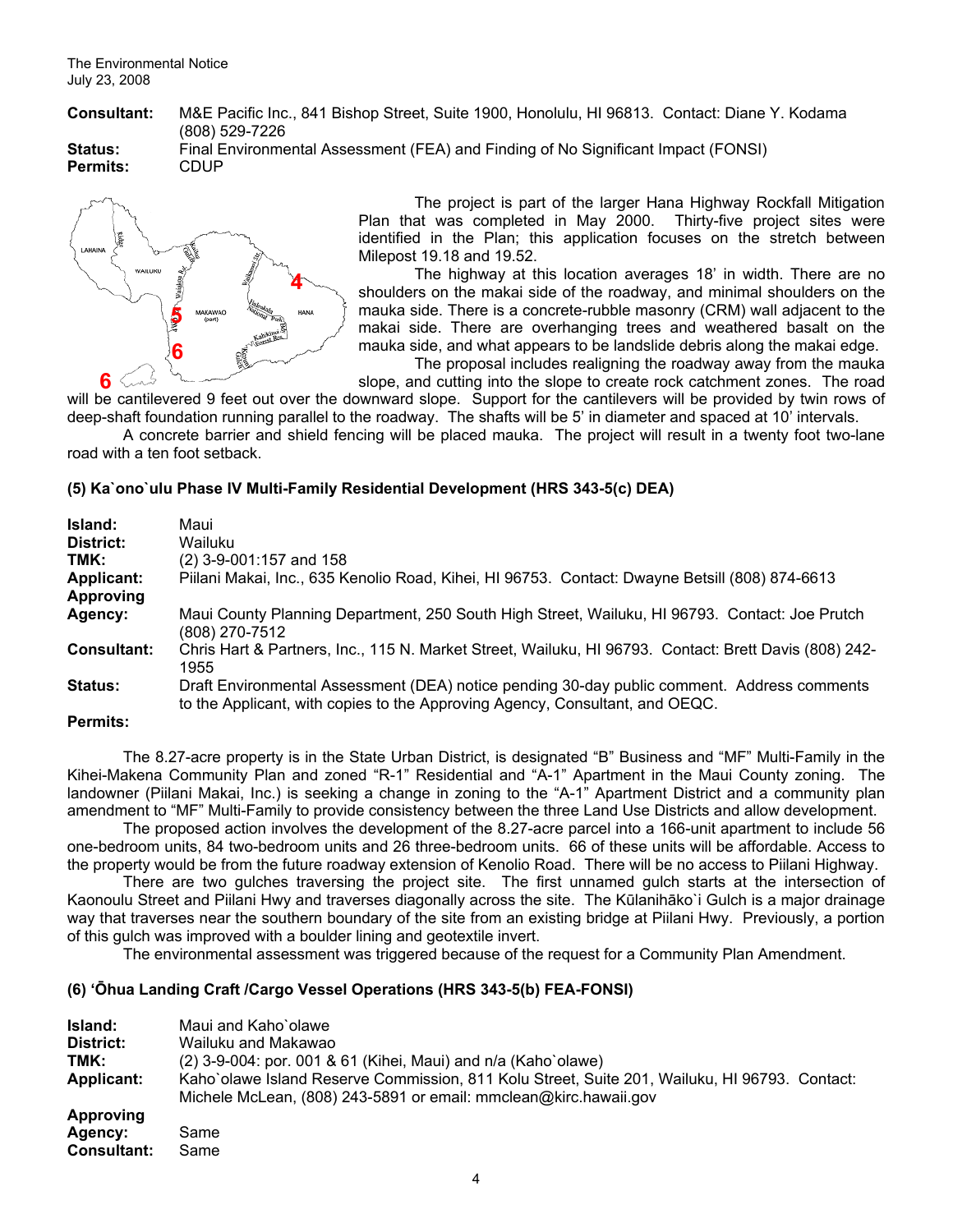**Consultant:** M&E Pacific Inc., 841 Bishop Street, Suite 1900, Honolulu, HI 96813. Contact: Diane Y. Kodama (808) 529-7226

**Status:** Final Environmental Assessment (FEA) and Finding of No Significant Impact (FONSI)

**Permits:** CDUP

The project is part of the larger Hana Highway Rockfall Mitigation Plan that was completed in May 2000. Thirty-five project sites were identified in the Plan; this application focuses on the stretch between Milepost 19.18 and 19.52.

The highway at this location averages 18' in width. There are no shoulders on the makai side of the roadway, and minimal shoulders on the mauka side. There is a concrete-rubble masonry (CRM) wall adjacent to the makai side. There are overhanging trees and weathered basalt on the mauka side, and what appears to be landslide debris along the makai edge.

The proposal includes realigning the roadway away from the mauka slope, and cutting into the slope to create rock catchment zones. The road will be cantilevered 9 feet out over the downward slope. Support for the cantilevers will be provided by twin rows of deep-shaft foundation running parallel to the roadway. The shafts will be 5' in diameter and spaced at 10' intervals.

A concrete barrier and shield fencing will be placed mauka. The project will result in a twenty foot two-lane road with a ten foot setback.

### (5) Ka`ono`ulu Phase IV Multi-Family Residential Development (HRS 343-5(c) DEA)

**Island:** Maui

**District:** Wailuku

**TMK:** (2) 3-9-001:157 and 158

**Applicant:** Piilani Makai, Inc., 635 Kenolio Road, Kihei, HI 96753. Contact: Dwayne Betsill (808) 874-6613

**Approving Agency:** Maui County Planning Department, 250 South High Street, Wailuku, HI 96793. Contact: Joe Prutch (808) 270-7512

**Consultant:** Chris Hart & Partners, Inc., 115 N. Market Street, Wailuku, HI 96793. Contact: Brett Davis (808) 242-1955

**Status:** Draft Environmental Assessment (DEA) notice pending 30-day public comment. Address comments to the Applicant, with copies to the Approving Agency, Consultant, and OEQC.

**Permits:**

The 8.27-acre property is in the State Urban District, is designated "B" Business and "MF" Multi-Family in the Kihei-Makena Community Plan and zoned "R-1" Residential and "A-1" Apartment in the Maui County zoning. The landowner (Piilani Makai, Inc.) is seeking a change in zoning to the "A-1" Apartment District and a community plan amendment to "MF" Multi-Family to provide consistency between the three Land Use Districts and allow development.

The proposed action involves the development of the 8.27-acre parcel into a 166-unit apartment to include 56 one-bedroom units, 84 two-bedroom units and 26 three-bedroom units. 66 of these units will be affordable. Access to the property would be from the future roadway extension of Kenolio Road. There will be no access to Piilani Highway.

There are two gulches traversing the project site. The first unnamed gulch starts at the intersection of Kaonoulu Street and Piilani Hwy and traverses diagonally across the site. The Kūlanihāko`i Gulch is a major drainage way that traverses near the southern boundary of the site from an existing bridge at Piilani Hwy. Previously, a portion of this gulch was improved with a boulder lining and geotextile invert.

The environmental assessment was triggered because of the request for a Community Plan Amendment.

### (6) ʻŌhua Landing Craft /Cargo Vessel Operations (HRS 343-5(b) FEA-FONSI)

**Island:** Maui and Kaho`olawe

**District:** Wailuku and Makawao

**TMK:** (2) 3-9-004: por. 001 & 61 (Kihei, Maui) and n/a (Kaho`olawe)

**Applicant:** Kaho`olawe Island Reserve Commission, 811 Kolu Street, Suite 201, Wailuku, HI 96793. Contact: Michele McLean, (808) 243-5891 or email: mmclean@kirc.hawaii.gov

**Approving Agency:** Same

**Consultant:** Same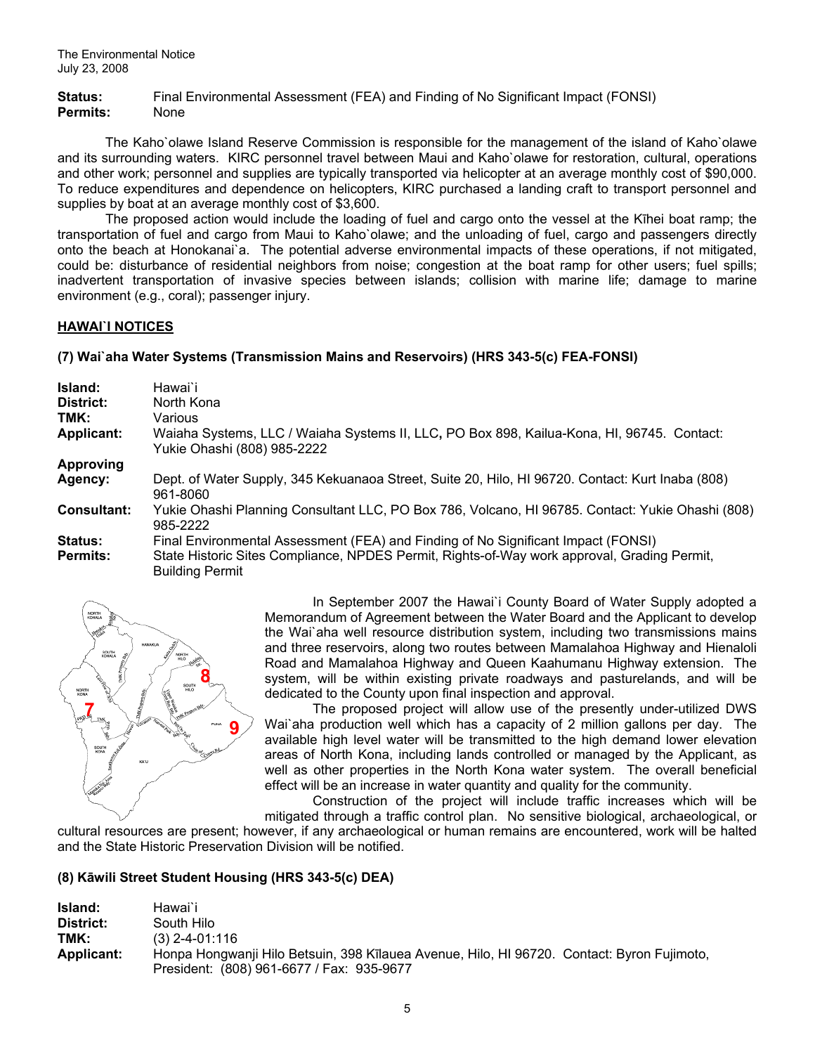**Status:** Final Environmental Assessment (FEA) and Finding of No Significant Impact (FONSI)
**Permits:** None

The Kaho`olawe Island Reserve Commission is responsible for the management of the island of Kaho`olawe and its surrounding waters. KIRC personnel travel between Maui and Kaho`olawe for restoration, cultural, operations and other work; personnel and supplies are typically transported via helicopter at an average monthly cost of $90,000. To reduce expenditures and dependence on helicopters, KIRC purchased a landing craft to transport personnel and supplies by boat at an average monthly cost of $3,600.

The proposed action would include the loading of fuel and cargo onto the vessel at the Kīhei boat ramp; the transportation of fuel and cargo from Maui to Kaho`olawe; and the unloading of fuel, cargo and passengers directly onto the beach at Honokanai`a. The potential adverse environmental impacts of these operations, if not mitigated, could be: disturbance of residential neighbors from noise; congestion at the boat ramp for other users; fuel spills; inadvertent transportation of invasive species between islands; collision with marine life; damage to marine environment (e.g., coral); passenger injury.

## HAWAI`I NOTICES

### (7) Wai`aha Water Systems (Transmission Mains and Reservoirs) (HRS 343-5(c) FEA-FONSI)

**Island:** Hawai`i
**District:** North Kona
**TMK:** Various
**Applicant:** Waiaha Systems, LLC / Waiaha Systems II, LLC, PO Box 898, Kailua-Kona, HI, 96745. Contact: Yukie Ohashi (808) 985-2222
**Approving Agency:** Dept. of Water Supply, 345 Kekuanaoa Street, Suite 20, Hilo, HI 96720. Contact: Kurt Inaba (808) 961-8060
**Consultant:** Yukie Ohashi Planning Consultant LLC, PO Box 786, Volcano, HI 96785. Contact: Yukie Ohashi (808) 985-2222
**Status:** Final Environmental Assessment (FEA) and Finding of No Significant Impact (FONSI)
**Permits:** State Historic Sites Compliance, NPDES Permit, Rights-of-Way work approval, Grading Permit, Building Permit

In September 2007 the Hawai`i County Board of Water Supply adopted a Memorandum of Agreement between the Water Board and the Applicant to develop the Wai`aha well resource distribution system, including two transmissions mains and three reservoirs, along two routes between Mamalahoa Highway and Hienaloli Road and Mamalahoa Highway and Queen Kaahumanu Highway extension. The system, will be within existing private roadways and pasturelands, and will be dedicated to the County upon final inspection and approval.

The proposed project will allow use of the presently under-utilized DWS Wai`aha production well which has a capacity of 2 million gallons per day. The available high level water will be transmitted to the high demand lower elevation areas of North Kona, including lands controlled or managed by the Applicant, as well as other properties in the North Kona water system. The overall beneficial effect will be an increase in water quantity and quality for the community.

Construction of the project will include traffic increases which will be mitigated through a traffic control plan. No sensitive biological, archaeological, or cultural resources are present; however, if any archaeological or human remains are encountered, work will be halted and the State Historic Preservation Division will be notified.

### (8) Kāwili Street Student Housing (HRS 343-5(c) DEA)

**Island:** Hawai`i
**District:** South Hilo
**TMK:** (3) 2-4-01:116
**Applicant:** Honpa Hongwanji Hilo Betsuin, 398 Kīlauea Avenue, Hilo, HI 96720. Contact: Byron Fujimoto, President: (808) 961-6677 / Fax: 935-9677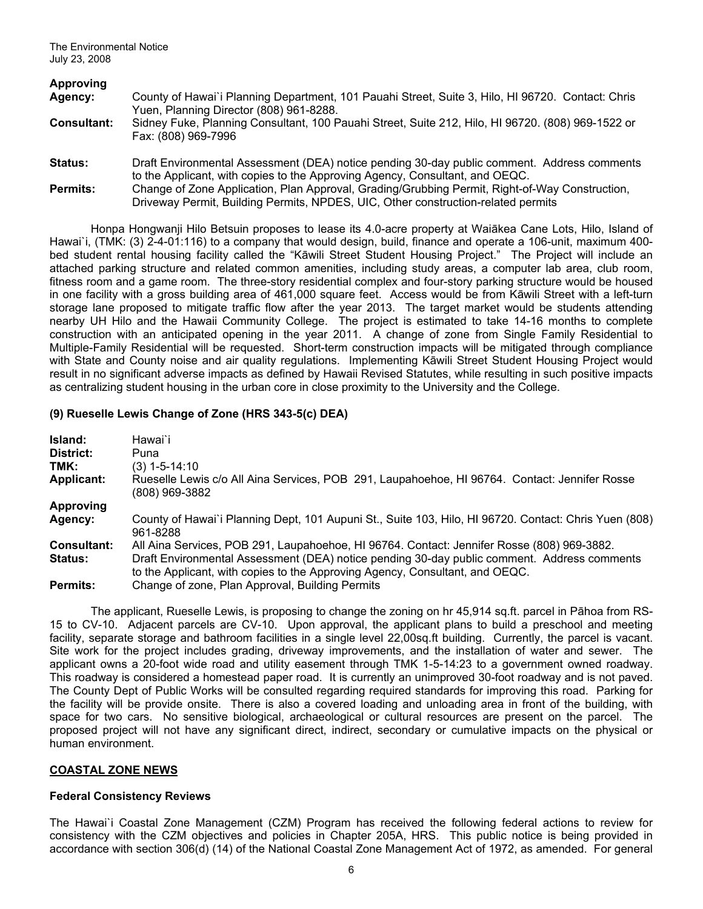**Approving Agency:** County of Hawai`i Planning Department, 101 Pauahi Street, Suite 3, Hilo, HI 96720. Contact: Chris Yuen, Planning Director (808) 961-8288.

**Consultant:** Sidney Fuke, Planning Consultant, 100 Pauahi Street, Suite 212, Hilo, HI 96720. (808) 969-1522 or Fax: (808) 969-7996

**Status:** Draft Environmental Assessment (DEA) notice pending 30-day public comment. Address comments to the Applicant, with copies to the Approving Agency, Consultant, and OEQC.

**Permits:** Change of Zone Application, Plan Approval, Grading/Grubbing Permit, Right-of-Way Construction, Driveway Permit, Building Permits, NPDES, UIC, Other construction-related permits

Honpa Hongwanji Hilo Betsuin proposes to lease its 4.0-acre property at Waiākea Cane Lots, Hilo, Island of Hawai`i, (TMK: (3) 2-4-01:116) to a company that would design, build, finance and operate a 106-unit, maximum 400-bed student rental housing facility called the "Kāwili Street Student Housing Project." The Project will include an attached parking structure and related common amenities, including study areas, a computer lab area, club room, fitness room and a game room. The three-story residential complex and four-story parking structure would be housed in one facility with a gross building area of 461,000 square feet. Access would be from Kāwili Street with a left-turn storage lane proposed to mitigate traffic flow after the year 2013. The target market would be students attending nearby UH Hilo and the Hawaii Community College. The project is estimated to take 14-16 months to complete construction with an anticipated opening in the year 2011. A change of zone from Single Family Residential to Multiple-Family Residential will be requested. Short-term construction impacts will be mitigated through compliance with State and County noise and air quality regulations. Implementing Kāwili Street Student Housing Project would result in no significant adverse impacts as defined by Hawaii Revised Statutes, while resulting in such positive impacts as centralizing student housing in the urban core in close proximity to the University and the College.

### (9) Rueselle Lewis Change of Zone (HRS 343-5(c) DEA)

**Island:** Hawai`i

**District:** Puna

**TMK:** (3) 1-5-14:10

**Applicant:** Rueselle Lewis c/o All Aina Services, POB 291, Laupahoehoe, HI 96764. Contact: Jennifer Rosse (808) 969-3882

**Approving Agency:** County of Hawai`i Planning Dept, 101 Aupuni St., Suite 103, Hilo, HI 96720. Contact: Chris Yuen (808) 961-8288

**Consultant:** All Aina Services, POB 291, Laupahoehoe, HI 96764. Contact: Jennifer Rosse (808) 969-3882.

**Status:** Draft Environmental Assessment (DEA) notice pending 30-day public comment. Address comments to the Applicant, with copies to the Approving Agency, Consultant, and OEQC.

**Permits:** Change of zone, Plan Approval, Building Permits

The applicant, Rueselle Lewis, is proposing to change the zoning on hr 45,914 sq.ft. parcel in Pāhoa from RS-15 to CV-10. Adjacent parcels are CV-10. Upon approval, the applicant plans to build a preschool and meeting facility, separate storage and bathroom facilities in a single level 22,00sq.ft building. Currently, the parcel is vacant. Site work for the project includes grading, driveway improvements, and the installation of water and sewer. The applicant owns a 20-foot wide road and utility easement through TMK 1-5-14:23 to a government owned roadway. This roadway is considered a homestead paper road. It is currently an unimproved 30-foot roadway and is not paved. The County Dept of Public Works will be consulted regarding required standards for improving this road. Parking for the facility will be provide onsite. There is also a covered loading and unloading area in front of the building, with space for two cars. No sensitive biological, archaeological or cultural resources are present on the parcel. The proposed project will not have any significant direct, indirect, secondary or cumulative impacts on the physical or human environment.

## COASTAL ZONE NEWS

### Federal Consistency Reviews

The Hawai`i Coastal Zone Management (CZM) Program has received the following federal actions to review for consistency with the CZM objectives and policies in Chapter 205A, HRS. This public notice is being provided in accordance with section 306(d) (14) of the National Coastal Zone Management Act of 1972, as amended. For general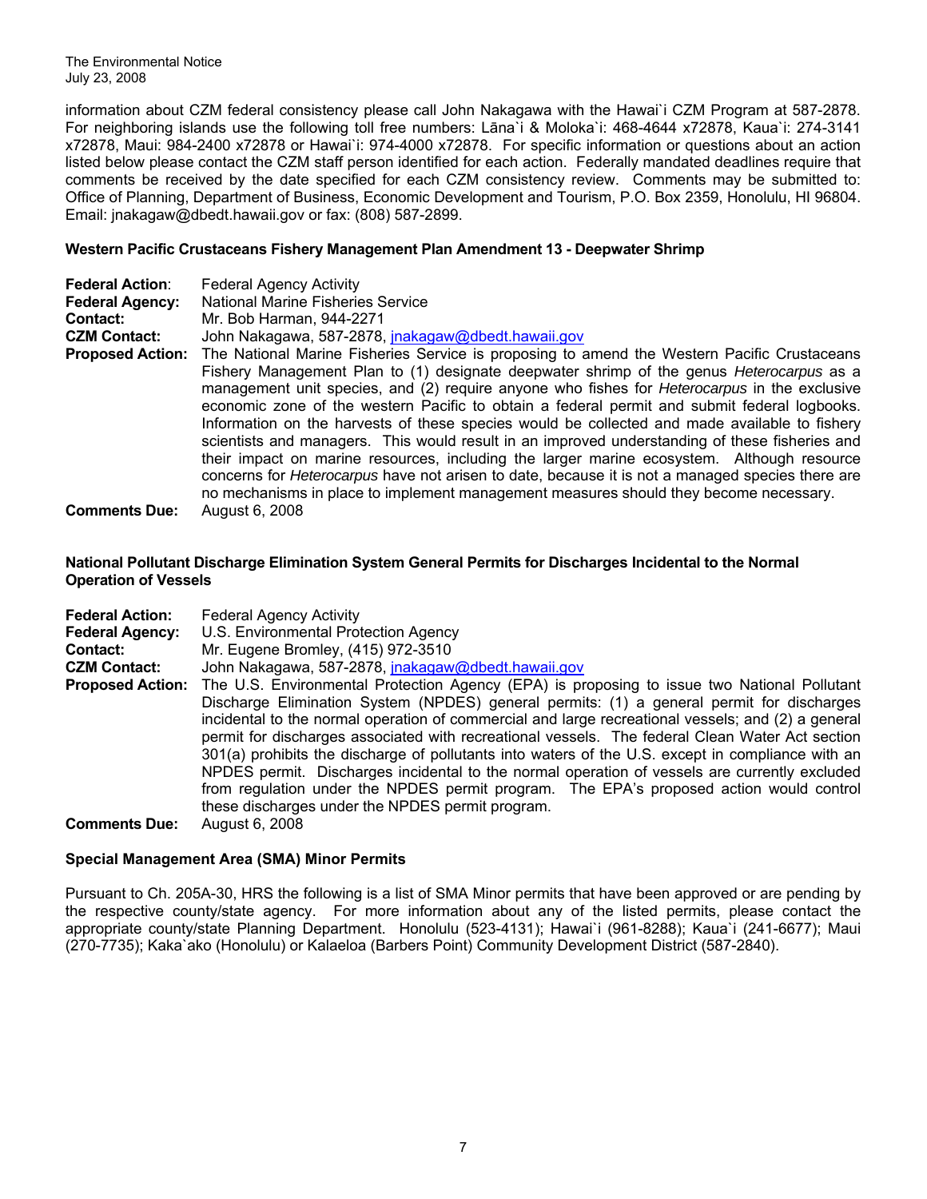information about CZM federal consistency please call John Nakagawa with the Hawai`i CZM Program at 587-2878. For neighboring islands use the following toll free numbers: Lāna`i & Moloka`i: 468-4644 x72878, Kaua`i: 274-3141 x72878, Maui: 984-2400 x72878 or Hawai`i: 974-4000 x72878. For specific information or questions about an action listed below please contact the CZM staff person identified for each action. Federally mandated deadlines require that comments be received by the date specified for each CZM consistency review. Comments may be submitted to: Office of Planning, Department of Business, Economic Development and Tourism, P.O. Box 2359, Honolulu, HI 96804. Email: jnakagaw@dbedt.hawaii.gov or fax: (808) 587-2899.

### Western Pacific Crustaceans Fishery Management Plan Amendment 13 - Deepwater Shrimp

**Federal Action**: Federal Agency Activity
**Federal Agency:** National Marine Fisheries Service
**Contact:** Mr. Bob Harman, 944-2271
**CZM Contact:** John Nakagawa, 587-2878, jnakagaw@dbedt.hawaii.gov
**Proposed Action:** The National Marine Fisheries Service is proposing to amend the Western Pacific Crustaceans Fishery Management Plan to (1) designate deepwater shrimp of the genus *Heterocarpus* as a management unit species, and (2) require anyone who fishes for *Heterocarpus* in the exclusive economic zone of the western Pacific to obtain a federal permit and submit federal logbooks. Information on the harvests of these species would be collected and made available to fishery scientists and managers. This would result in an improved understanding of these fisheries and their impact on marine resources, including the larger marine ecosystem. Although resource concerns for *Heterocarpus* have not arisen to date, because it is not a managed species there are no mechanisms in place to implement management measures should they become necessary.
**Comments Due:** August 6, 2008

### National Pollutant Discharge Elimination System General Permits for Discharges Incidental to the Normal Operation of Vessels

**Federal Action:** Federal Agency Activity
**Federal Agency:** U.S. Environmental Protection Agency
**Contact:** Mr. Eugene Bromley, (415) 972-3510
**CZM Contact:** John Nakagawa, 587-2878, jnakagaw@dbedt.hawaii.gov
**Proposed Action:** The U.S. Environmental Protection Agency (EPA) is proposing to issue two National Pollutant Discharge Elimination System (NPDES) general permits: (1) a general permit for discharges incidental to the normal operation of commercial and large recreational vessels; and (2) a general permit for discharges associated with recreational vessels. The federal Clean Water Act section 301(a) prohibits the discharge of pollutants into waters of the U.S. except in compliance with an NPDES permit. Discharges incidental to the normal operation of vessels are currently excluded from regulation under the NPDES permit program. The EPA's proposed action would control these discharges under the NPDES permit program.
**Comments Due:** August 6, 2008

### Special Management Area (SMA) Minor Permits

Pursuant to Ch. 205A-30, HRS the following is a list of SMA Minor permits that have been approved or are pending by the respective county/state agency. For more information about any of the listed permits, please contact the appropriate county/state Planning Department. Honolulu (523-4131); Hawai`i (961-8288); Kaua`i (241-6677); Maui (270-7735); Kaka`ako (Honolulu) or Kalaeloa (Barbers Point) Community Development District (587-2840).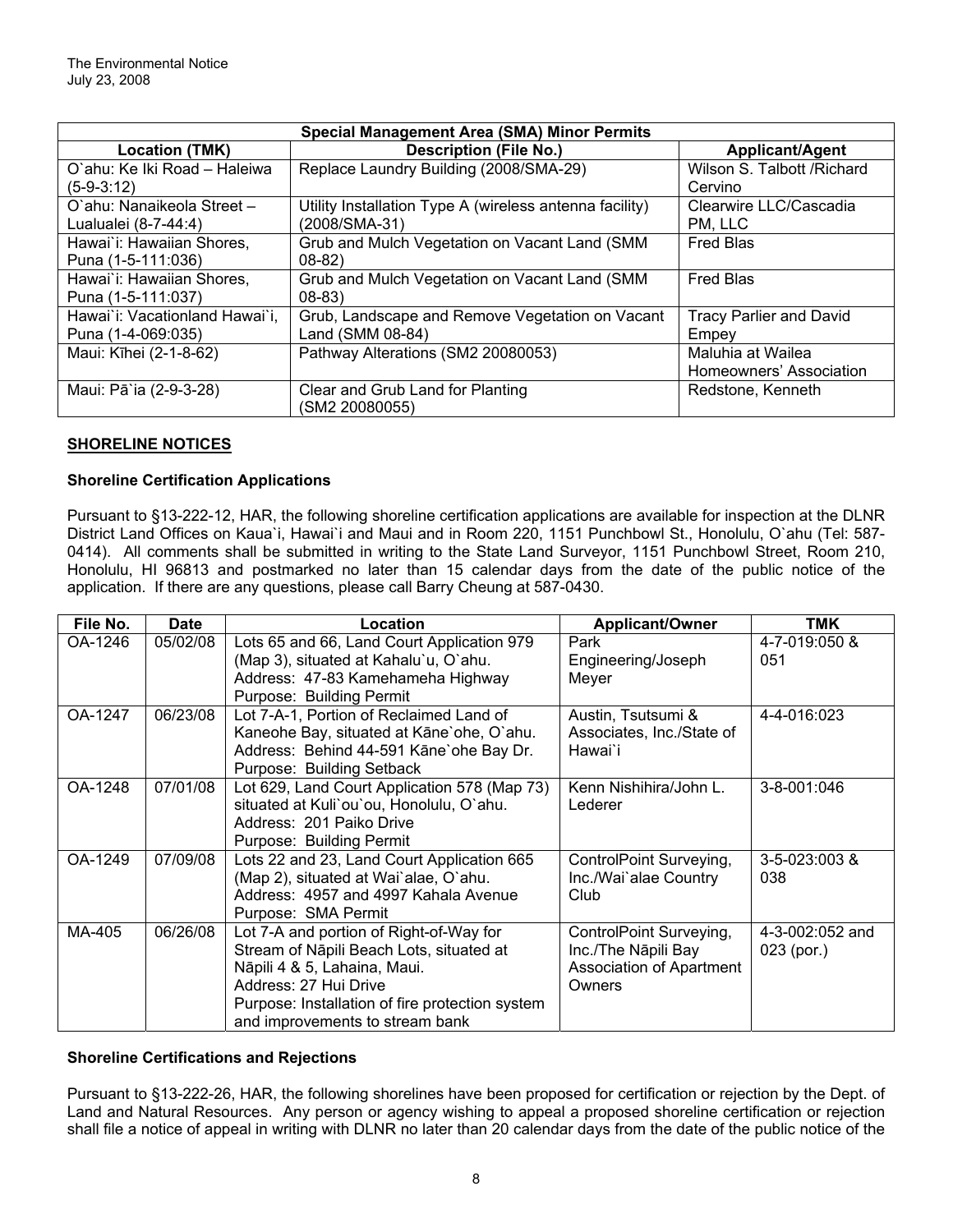| Special Management Area (SMA) Minor Permits | | |
|---|---|---|
| **Location (TMK)** | **Description (File No.)** | **Applicant/Agent** |
| O`ahu: Ke Iki Road – Haleiwa (5-9-3:12) | Replace Laundry Building (2008/SMA-29) | Wilson S. Talbott /Richard Cervino |
| O`ahu: Nanaikeola Street – Lualualei (8-7-44:4) | Utility Installation Type A (wireless antenna facility) (2008/SMA-31) | Clearwire LLC/Cascadia PM, LLC |
| Hawai`i: Hawaiian Shores, Puna (1-5-111:036) | Grub and Mulch Vegetation on Vacant Land (SMM 08-82) | Fred Blas |
| Hawai`i: Hawaiian Shores, Puna (1-5-111:037) | Grub and Mulch Vegetation on Vacant Land (SMM 08-83) | Fred Blas |
| Hawai`i: Vacationland Hawai`i, Puna (1-4-069:035) | Grub, Landscape and Remove Vegetation on Vacant Land (SMM 08-84) | Tracy Parlier and David Empey |
| Maui: Kīhei (2-1-8-62) | Pathway Alterations (SM2 20080053) | Maluhia at Wailea Homeowners' Association |
| Maui: Pā`ia (2-9-3-28) | Clear and Grub Land for Planting (SM2 20080055) | Redstone, Kenneth |

## SHORELINE NOTICES

### Shoreline Certification Applications

Pursuant to §13-222-12, HAR, the following shoreline certification applications are available for inspection at the DLNR District Land Offices on Kaua`i, Hawai`i and Maui and in Room 220, 1151 Punchbowl St., Honolulu, O`ahu (Tel: 587-0414). All comments shall be submitted in writing to the State Land Surveyor, 1151 Punchbowl Street, Room 210, Honolulu, HI 96813 and postmarked no later than 15 calendar days from the date of the public notice of the application. If there are any questions, please call Barry Cheung at 587-0430.

| File No. | Date | Location | Applicant/Owner | TMK |
|---|---|---|---|---|
| OA-1246 | 05/02/08 | Lots 65 and 66, Land Court Application 979 (Map 3), situated at Kahalu`u, O`ahu. Address: 47-83 Kamehameha Highway Purpose: Building Permit | Park Engineering/Joseph Meyer | 4-7-019:050 & 051 |
| OA-1247 | 06/23/08 | Lot 7-A-1, Portion of Reclaimed Land of Kaneohe Bay, situated at Kāne`ohe, O`ahu. Address: Behind 44-591 Kāne`ohe Bay Dr. Purpose: Building Setback | Austin, Tsutsumi & Associates, Inc./State of Hawai`i | 4-4-016:023 |
| OA-1248 | 07/01/08 | Lot 629, Land Court Application 578 (Map 73) situated at Kuli`ou`ou, Honolulu, O`ahu. Address: 201 Paiko Drive Purpose: Building Permit | Kenn Nishihira/John L. Lederer | 3-8-001:046 |
| OA-1249 | 07/09/08 | Lots 22 and 23, Land Court Application 665 (Map 2), situated at Wai`alae, O`ahu. Address: 4957 and 4997 Kahala Avenue Purpose: SMA Permit | ControlPoint Surveying, Inc./Wai`alae Country Club | 3-5-023:003 & 038 |
| MA-405 | 06/26/08 | Lot 7-A and portion of Right-of-Way for Stream of Nāpili Beach Lots, situated at Nāpili 4 & 5, Lahaina, Maui. Address: 27 Hui Drive Purpose: Installation of fire protection system and improvements to stream bank | ControlPoint Surveying, Inc./The Nāpili Bay Association of Apartment Owners | 4-3-002:052 and 023 (por.) |

### Shoreline Certifications and Rejections

Pursuant to §13-222-26, HAR, the following shorelines have been proposed for certification or rejection by the Dept. of Land and Natural Resources. Any person or agency wishing to appeal a proposed shoreline certification or rejection shall file a notice of appeal in writing with DLNR no later than 20 calendar days from the date of the public notice of the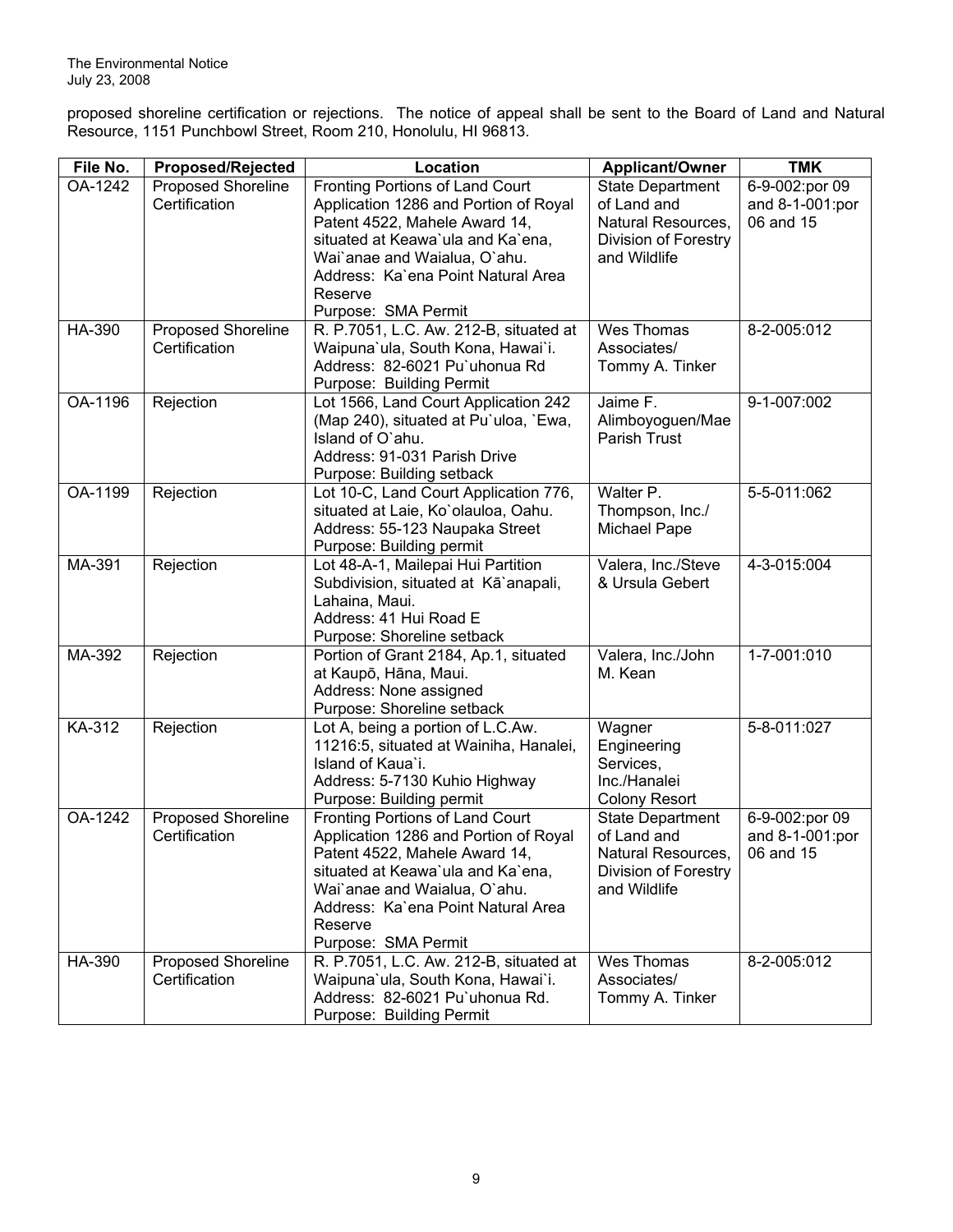proposed shoreline certification or rejections. The notice of appeal shall be sent to the Board of Land and Natural Resource, 1151 Punchbowl Street, Room 210, Honolulu, HI 96813.

| File No. | Proposed/Rejected | Location | Applicant/Owner | TMK |
|---|---|---|---|---|
| OA-1242 | Proposed Shoreline Certification | Fronting Portions of Land Court Application 1286 and Portion of Royal Patent 4522, Mahele Award 14, situated at Keawa`ula and Ka`ena, Wai`anae and Waialua, O`ahu. Address: Ka`ena Point Natural Area Reserve Purpose: SMA Permit | State Department of Land and Natural Resources, Division of Forestry and Wildlife | 6-9-002:por 09 and 8-1-001:por 06 and 15 |
| HA-390 | Proposed Shoreline Certification | R. P.7051, L.C. Aw. 212-B, situated at Waipuna`ula, South Kona, Hawai`i. Address: 82-6021 Pu`uhonua Rd Purpose: Building Permit | Wes Thomas Associates/ Tommy A. Tinker | 8-2-005:012 |
| OA-1196 | Rejection | Lot 1566, Land Court Application 242 (Map 240), situated at Pu`uloa, `Ewa, Island of O`ahu. Address: 91-031 Parish Drive Purpose: Building setback | Jaime F. Alimboyoguen/Mae Parish Trust | 9-1-007:002 |
| OA-1199 | Rejection | Lot 10-C, Land Court Application 776, situated at Laie, Ko`olauloa, Oahu. Address: 55-123 Naupaka Street Purpose: Building permit | Walter P. Thompson, Inc./ Michael Pape | 5-5-011:062 |
| MA-391 | Rejection | Lot 48-A-1, Mailepai Hui Partition Subdivision, situated at Kā`anapali, Lahaina, Maui. Address: 41 Hui Road E Purpose: Shoreline setback | Valera, Inc./Steve & Ursula Gebert | 4-3-015:004 |
| MA-392 | Rejection | Portion of Grant 2184, Ap.1, situated at Kaupō, Hāna, Maui. Address: None assigned Purpose: Shoreline setback | Valera, Inc./John M. Kean | 1-7-001:010 |
| KA-312 | Rejection | Lot A, being a portion of L.C.Aw. 11216:5, situated at Wainiha, Hanalei, Island of Kaua`i. Address: 5-7130 Kuhio Highway Purpose: Building permit | Wagner Engineering Services, Inc./Hanalei Colony Resort | 5-8-011:027 |
| OA-1242 | Proposed Shoreline Certification | Fronting Portions of Land Court Application 1286 and Portion of Royal Patent 4522, Mahele Award 14, situated at Keawa`ula and Ka`ena, Wai`anae and Waialua, O`ahu. Address: Ka`ena Point Natural Area Reserve Purpose: SMA Permit | State Department of Land and Natural Resources, Division of Forestry and Wildlife | 6-9-002:por 09 and 8-1-001:por 06 and 15 |
| HA-390 | Proposed Shoreline Certification | R. P.7051, L.C. Aw. 212-B, situated at Waipuna`ula, South Kona, Hawai`i. Address: 82-6021 Pu`uhonua Rd. Purpose: Building Permit | Wes Thomas Associates/ Tommy A. Tinker | 8-2-005:012 |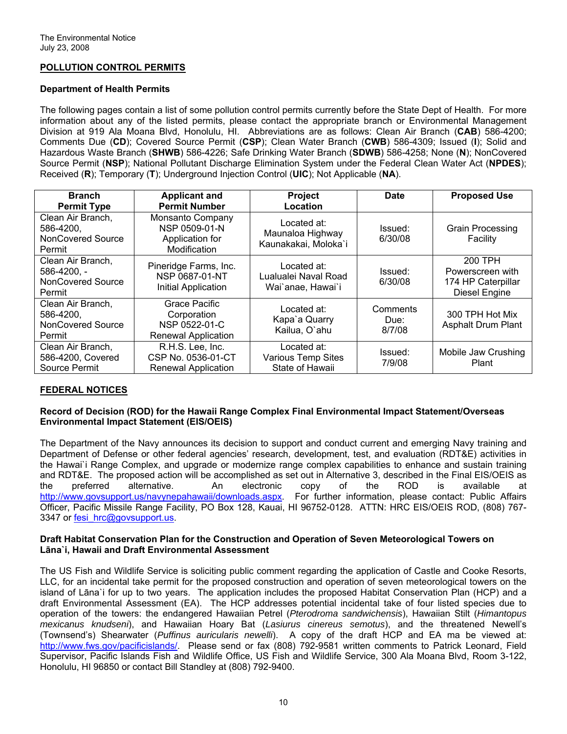## POLLUTION CONTROL PERMITS

### Department of Health Permits

The following pages contain a list of some pollution control permits currently before the State Dept of Health. For more information about any of the listed permits, please contact the appropriate branch or Environmental Management Division at 919 Ala Moana Blvd, Honolulu, HI. Abbreviations are as follows: Clean Air Branch (**CAB**) 586-4200; Comments Due (**CD**); Covered Source Permit (**CSP**); Clean Water Branch (**CWB**) 586-4309; Issued (**I**); Solid and Hazardous Waste Branch (**SHWB**) 586-4226; Safe Drinking Water Branch (**SDWB**) 586-4258; None (**N**); NonCovered Source Permit (**NSP**); National Pollutant Discharge Elimination System under the Federal Clean Water Act (**NPDES**); Received (**R**); Temporary (**T**); Underground Injection Control (**UIC**); Not Applicable (**NA**).

| Branch Permit Type | Applicant and Permit Number | Project Location | Date | Proposed Use |
|---|---|---|---|---|
| Clean Air Branch, 586-4200, NonCovered Source Permit | Monsanto Company NSP 0509-01-N Application for Modification | Located at: Maunaloa Highway Kaunakakai, Moloka`i | Issued: 6/30/08 | Grain Processing Facility |
| Clean Air Branch, 586-4200, - NonCovered Source Permit | Pineridge Farms, Inc. NSP 0687-01-NT Initial Application | Located at: Lualualei Naval Road Wai`anae, Hawai`i | Issued: 6/30/08 | 200 TPH Powerscreen with 174 HP Caterpillar Diesel Engine |
| Clean Air Branch, 586-4200, NonCovered Source Permit | Grace Pacific Corporation NSP 0522-01-C Renewal Application | Located at: Kapa`a Quarry Kailua, O`ahu | Comments Due: 8/7/08 | 300 TPH Hot Mix Asphalt Drum Plant |
| Clean Air Branch, 586-4200, Covered Source Permit | R.H.S. Lee, Inc. CSP No. 0536-01-CT Renewal Application | Located at: Various Temp Sites State of Hawaii | Issued: 7/9/08 | Mobile Jaw Crushing Plant |

## FEDERAL NOTICES

### Record of Decision (ROD) for the Hawaii Range Complex Final Environmental Impact Statement/Overseas Environmental Impact Statement (EIS/OEIS)

The Department of the Navy announces its decision to support and conduct current and emerging Navy training and Department of Defense or other federal agencies' research, development, test, and evaluation (RDT&E) activities in the Hawai`i Range Complex, and upgrade or modernize range complex capabilities to enhance and sustain training and RDT&E. The proposed action will be accomplished as set out in Alternative 3, described in the Final EIS/OEIS as the preferred alternative. An electronic copy of the ROD is available at http://www.govsupport.us/navynepahawaii/downloads.aspx. For further information, please contact: Public Affairs Officer, Pacific Missile Range Facility, PO Box 128, Kauai, HI 96752-0128. ATTN: HRC EIS/OEIS ROD, (808) 767-3347 or fesi_hrc@govsupport.us.

### Draft Habitat Conservation Plan for the Construction and Operation of Seven Meteorological Towers on Lāna`i, Hawaii and Draft Environmental Assessment

The US Fish and Wildlife Service is soliciting public comment regarding the application of Castle and Cooke Resorts, LLC, for an incidental take permit for the proposed construction and operation of seven meteorological towers on the island of Lāna`i for up to two years. The application includes the proposed Habitat Conservation Plan (HCP) and a draft Environmental Assessment (EA). The HCP addresses potential incidental take of four listed species due to operation of the towers: the endangered Hawaiian Petrel (*Pterodroma sandwichensis*), Hawaiian Stilt (*Himantopus mexicanus knudseni*), and Hawaiian Hoary Bat (*Lasiurus cinereus semotus*), and the threatened Newell's (Townsend's) Shearwater (*Puffinus auricularis newelli*). A copy of the draft HCP and EA ma be viewed at: http://www.fws.gov/pacificislands/. Please send or fax (808) 792-9581 written comments to Patrick Leonard, Field Supervisor, Pacific Islands Fish and Wildlife Office, US Fish and Wildlife Service, 300 Ala Moana Blvd, Room 3-122, Honolulu, HI 96850 or contact Bill Standley at (808) 792-9400.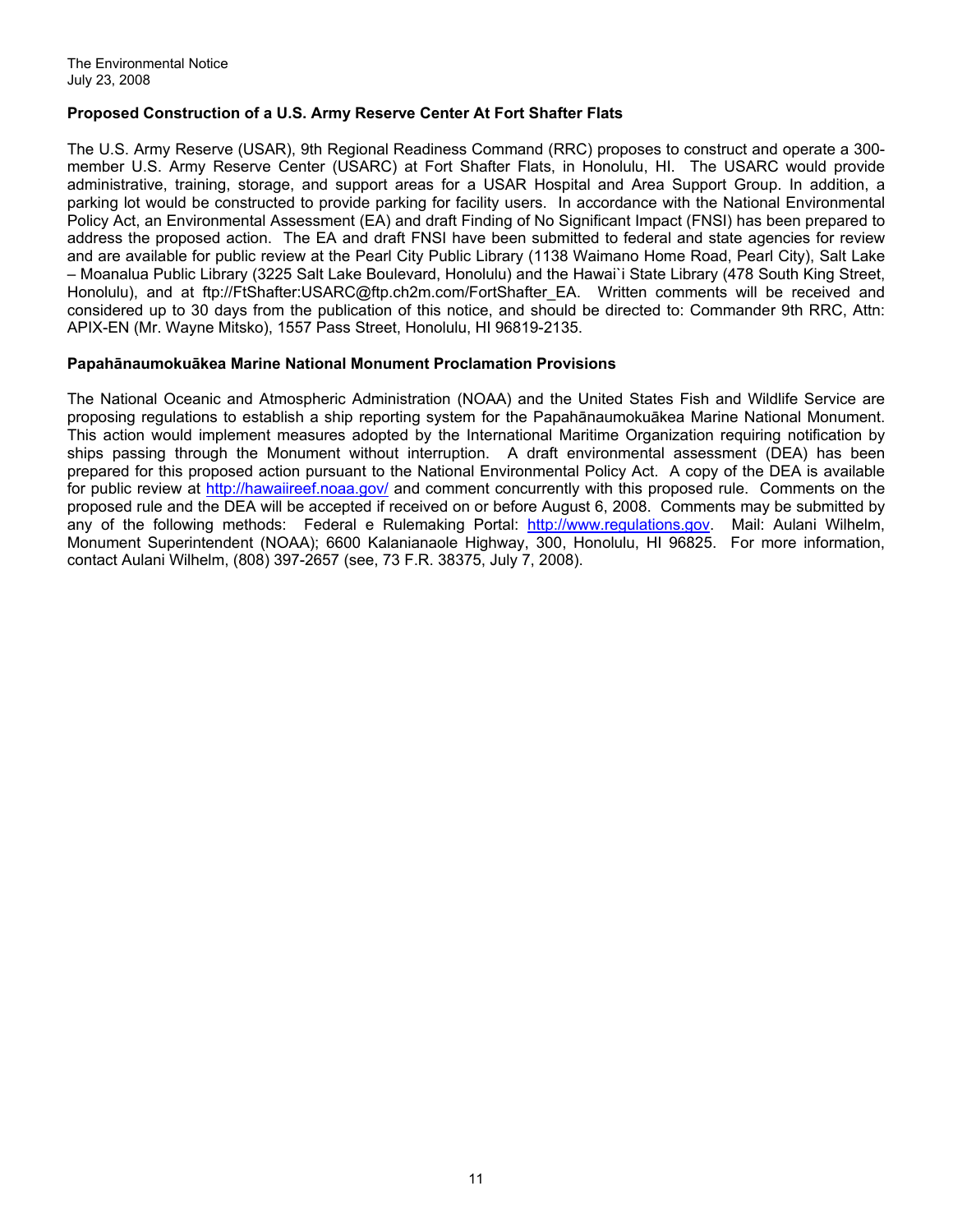### Proposed Construction of a U.S. Army Reserve Center At Fort Shafter Flats

The U.S. Army Reserve (USAR), 9th Regional Readiness Command (RRC) proposes to construct and operate a 300-member U.S. Army Reserve Center (USARC) at Fort Shafter Flats, in Honolulu, HI. The USARC would provide administrative, training, storage, and support areas for a USAR Hospital and Area Support Group. In addition, a parking lot would be constructed to provide parking for facility users. In accordance with the National Environmental Policy Act, an Environmental Assessment (EA) and draft Finding of No Significant Impact (FNSI) has been prepared to address the proposed action. The EA and draft FNSI have been submitted to federal and state agencies for review and are available for public review at the Pearl City Public Library (1138 Waimano Home Road, Pearl City), Salt Lake – Moanalua Public Library (3225 Salt Lake Boulevard, Honolulu) and the Hawai`i State Library (478 South King Street, Honolulu), and at ftp://FtShafter:USARC@ftp.ch2m.com/FortShafter_EA. Written comments will be received and considered up to 30 days from the publication of this notice, and should be directed to: Commander 9th RRC, Attn: APIX-EN (Mr. Wayne Mitsko), 1557 Pass Street, Honolulu, HI 96819-2135.

### Papahānaumokuākea Marine National Monument Proclamation Provisions

The National Oceanic and Atmospheric Administration (NOAA) and the United States Fish and Wildlife Service are proposing regulations to establish a ship reporting system for the Papahānaumokuākea Marine National Monument. This action would implement measures adopted by the International Maritime Organization requiring notification by ships passing through the Monument without interruption. A draft environmental assessment (DEA) has been prepared for this proposed action pursuant to the National Environmental Policy Act. A copy of the DEA is available for public review at http://hawaiireef.noaa.gov/ and comment concurrently with this proposed rule. Comments on the proposed rule and the DEA will be accepted if received on or before August 6, 2008. Comments may be submitted by any of the following methods: Federal e Rulemaking Portal: http://www.regulations.gov. Mail: Aulani Wilhelm, Monument Superintendent (NOAA); 6600 Kalanianaole Highway, 300, Honolulu, HI 96825. For more information, contact Aulani Wilhelm, (808) 397-2657 (see, 73 F.R. 38375, July 7, 2008).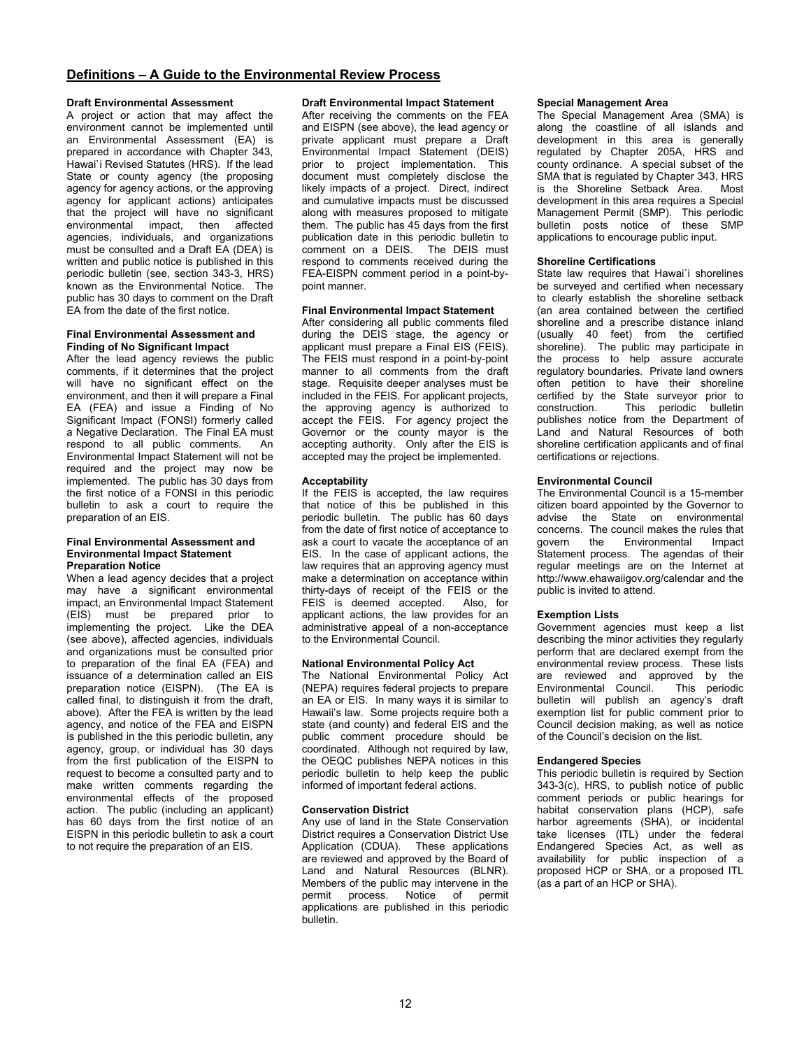## Definitions – A Guide to the Environmental Review Process

**Draft Environmental Assessment**

A project or action that may affect the environment cannot be implemented until an Environmental Assessment (EA) is prepared in accordance with Chapter 343, Hawai`i Revised Statutes (HRS). If the lead State or county agency (the proposing agency for agency actions, or the approving agency for applicant actions) anticipates that the project will have no significant environmental impact, then affected agencies, individuals, and organizations must be consulted and a Draft EA (DEA) is written and public notice is published in this periodic bulletin (see, section 343-3, HRS) known as the Environmental Notice. The public has 30 days to comment on the Draft EA from the date of the first notice.

**Final Environmental Assessment and Finding of No Significant Impact**

After the lead agency reviews the public comments, if it determines that the project will have no significant effect on the environment, and then it will prepare a Final EA (FEA) and issue a Finding of No Significant Impact (FONSI) formerly called a Negative Declaration. The Final EA must respond to all public comments. An Environmental Impact Statement will not be required and the project may now be implemented. The public has 30 days from the first notice of a FONSI in this periodic bulletin to ask a court to require the preparation of an EIS.

**Final Environmental Assessment and Environmental Impact Statement Preparation Notice**

When a lead agency decides that a project may have a significant environmental impact, an Environmental Impact Statement (EIS) must be prepared prior to implementing the project. Like the DEA (see above), affected agencies, individuals and organizations must be consulted prior to preparation of the final EA (FEA) and issuance of a determination called an EIS preparation notice (EISPN). (The EA is called final, to distinguish it from the draft, above). After the FEA is written by the lead agency, and notice of the FEA and EISPN is published in the this periodic bulletin, any agency, group, or individual has 30 days from the first publication of the EISPN to request to become a consulted party and to make written comments regarding the environmental effects of the proposed action. The public (including an applicant) has 60 days from the first notice of an EISPN in this periodic bulletin to ask a court to not require the preparation of an EIS.

**Draft Environmental Impact Statement**

After receiving the comments on the FEA and EISPN (see above), the lead agency or private applicant must prepare a Draft Environmental Impact Statement (DEIS) prior to project implementation. This document must completely disclose the likely impacts of a project. Direct, indirect and cumulative impacts must be discussed along with measures proposed to mitigate them. The public has 45 days from the first publication date in this periodic bulletin to comment on a DEIS. The DEIS must respond to comments received during the FEA-EISPN comment period in a point-by-point manner.

**Final Environmental Impact Statement**

After considering all public comments filed during the DEIS stage, the agency or applicant must prepare a Final EIS (FEIS). The FEIS must respond in a point-by-point manner to all comments from the draft stage. Requisite deeper analyses must be included in the FEIS. For applicant projects, the approving agency is authorized to accept the FEIS. For agency project the Governor or the county mayor is the accepting authority. Only after the EIS is accepted may the project be implemented.

**Acceptability**

If the FEIS is accepted, the law requires that notice of this be published in this periodic bulletin. The public has 60 days from the date of first notice of acceptance to ask a court to vacate the acceptance of an EIS. In the case of applicant actions, the law requires that an approving agency must make a determination on acceptance within thirty-days of receipt of the FEIS or the FEIS is deemed accepted. Also, for applicant actions, the law provides for an administrative appeal of a non-acceptance to the Environmental Council.

**National Environmental Policy Act**

The National Environmental Policy Act (NEPA) requires federal projects to prepare an EA or EIS. In many ways it is similar to Hawaii's law. Some projects require both a state (and county) and federal EIS and the public comment procedure should be coordinated. Although not required by law, the OEQC publishes NEPA notices in this periodic bulletin to help keep the public informed of important federal actions.

**Conservation District**

Any use of land in the State Conservation District requires a Conservation District Use Application (CDUA). These applications are reviewed and approved by the Board of Land and Natural Resources (BLNR). Members of the public may intervene in the permit process. Notice of permit applications are published in this periodic bulletin.

**Special Management Area**

The Special Management Area (SMA) is along the coastline of all islands and development in this area is generally regulated by Chapter 205A, HRS and county ordinance. A special subset of the SMA that is regulated by Chapter 343, HRS is the Shoreline Setback Area. Most development in this area requires a Special Management Permit (SMP). This periodic bulletin posts notice of these SMP applications to encourage public input.

**Shoreline Certifications**

State law requires that Hawai`i shorelines be surveyed and certified when necessary to clearly establish the shoreline setback (an area contained between the certified shoreline and a prescribe distance inland (usually 40 feet) from the certified shoreline). The public may participate in the process to help assure accurate regulatory boundaries. Private land owners often petition to have their shoreline certified by the State surveyor prior to construction. This periodic bulletin publishes notice from the Department of Land and Natural Resources of both shoreline certification applicants and of final certifications or rejections.

**Environmental Council**

The Environmental Council is a 15-member citizen board appointed by the Governor to advise the State on environmental concerns. The council makes the rules that govern the Environmental Impact Statement process. The agendas of their regular meetings are on the Internet at http://www.ehawaiigov.org/calendar and the public is invited to attend.

**Exemption Lists**

Government agencies must keep a list describing the minor activities they regularly perform that are declared exempt from the environmental review process. These lists are reviewed and approved by the Environmental Council. This periodic bulletin will publish an agency's draft exemption list for public comment prior to Council decision making, as well as notice of the Council's decision on the list.

**Endangered Species**

This periodic bulletin is required by Section 343-3(c), HRS, to publish notice of public comment periods or public hearings for habitat conservation plans (HCP), safe harbor agreements (SHA), or incidental take licenses (ITL) under the federal Endangered Species Act, as well as availability for public inspection of a proposed HCP or SHA, or a proposed ITL (as a part of an HCP or SHA).